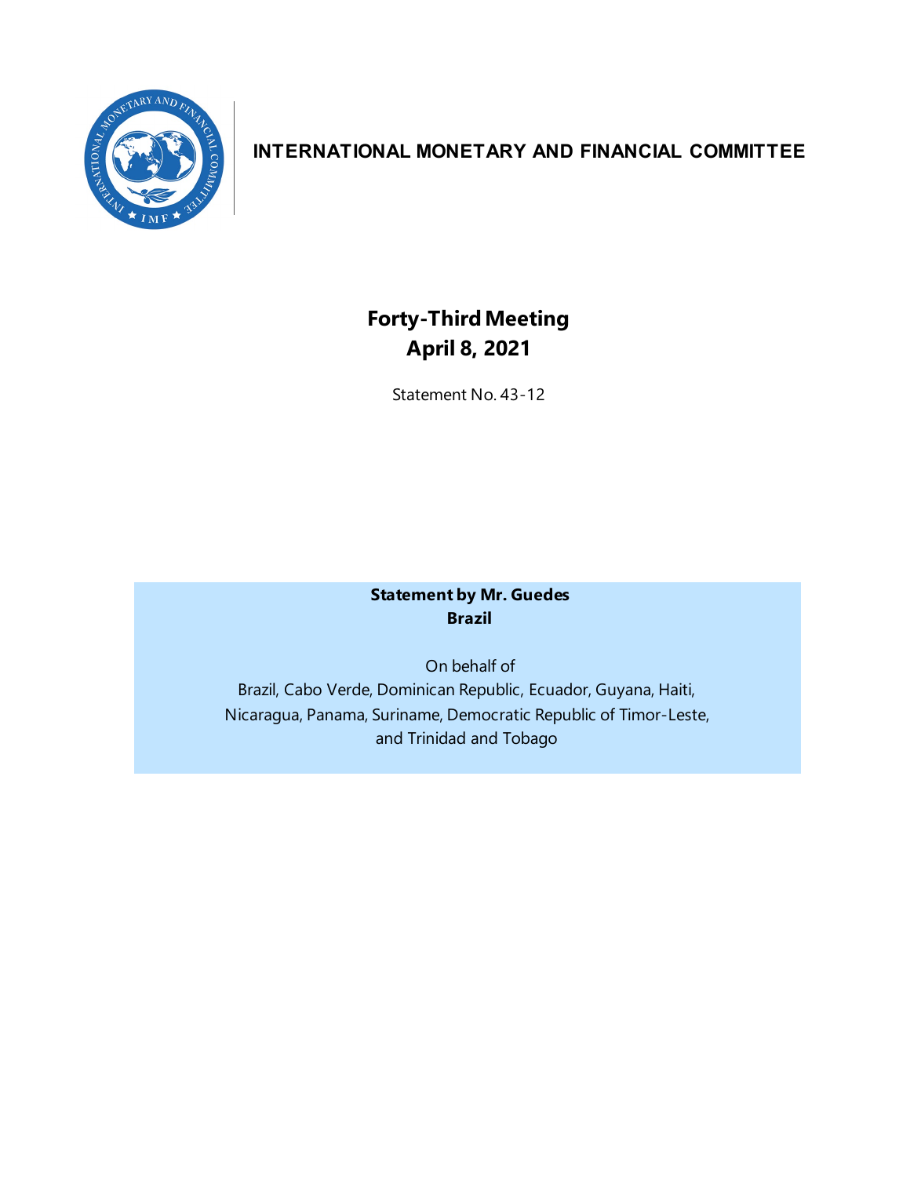# INTERNATIONAL MONETARY AND FINANCIAL COMMITTEE

## Forty-Third Meeting
## April 8, 2021

Statement No. 43-12

**Statement by Mr. Guedes**
**Brazil**

On behalf of
Brazil, Cabo Verde, Dominican Republic, Ecuador, Guyana, Haiti, Nicaragua, Panama, Suriname, Democratic Republic of Timor-Leste, and Trinidad and Tobago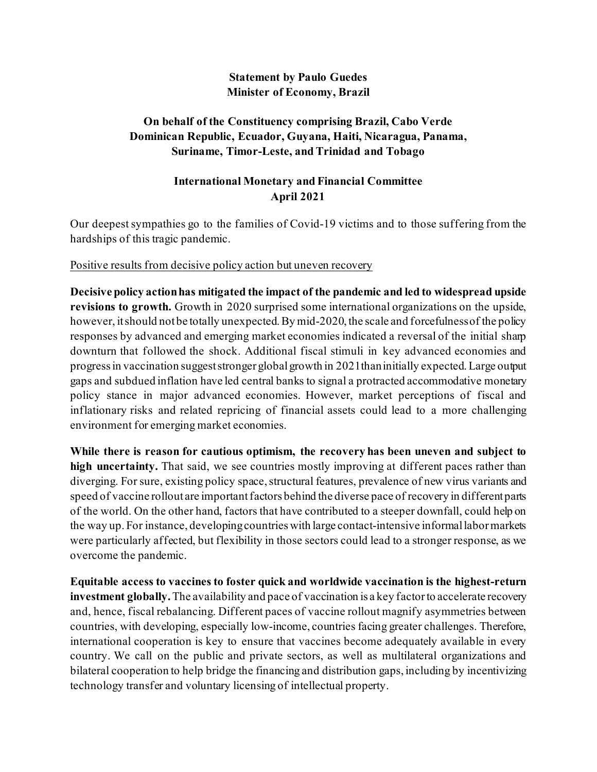**Statement by Paulo Guedes**
**Minister of Economy, Brazil**

**On behalf of the Constituency comprising Brazil, Cabo Verde Dominican Republic, Ecuador, Guyana, Haiti, Nicaragua, Panama, Suriname, Timor-Leste, and Trinidad and Tobago**

**International Monetary and Financial Committee**
**April 2021**

Our deepest sympathies go to the families of Covid-19 victims and to those suffering from the hardships of this tragic pandemic.

<u>Positive results from decisive policy action but uneven recovery</u>

**Decisive policy action has mitigated the impact of the pandemic and led to widespread upside revisions to growth.** Growth in 2020 surprised some international organizations on the upside, however, it should not be totally unexpected. By mid-2020, the scale and forcefulness of the policy responses by advanced and emerging market economies indicated a reversal of the initial sharp downturn that followed the shock. Additional fiscal stimuli in key advanced economies and progress in vaccination suggest stronger global growth in 2021 than initially expected. Large output gaps and subdued inflation have led central banks to signal a protracted accommodative monetary policy stance in major advanced economies. However, market perceptions of fiscal and inflationary risks and related repricing of financial assets could lead to a more challenging environment for emerging market economies.

**While there is reason for cautious optimism, the recovery has been uneven and subject to high uncertainty.** That said, we see countries mostly improving at different paces rather than diverging. For sure, existing policy space, structural features, prevalence of new virus variants and speed of vaccine rollout are important factors behind the diverse pace of recovery in different parts of the world. On the other hand, factors that have contributed to a steeper downfall, could help on the way up. For instance, developing countries with large contact-intensive informal labor markets were particularly affected, but flexibility in those sectors could lead to a stronger response, as we overcome the pandemic.

**Equitable access to vaccines to foster quick and worldwide vaccination is the highest-return investment globally.** The availability and pace of vaccination is a key factor to accelerate recovery and, hence, fiscal rebalancing. Different paces of vaccine rollout magnify asymmetries between countries, with developing, especially low-income, countries facing greater challenges. Therefore, international cooperation is key to ensure that vaccines become adequately available in every country. We call on the public and private sectors, as well as multilateral organizations and bilateral cooperation to help bridge the financing and distribution gaps, including by incentivizing technology transfer and voluntary licensing of intellectual property.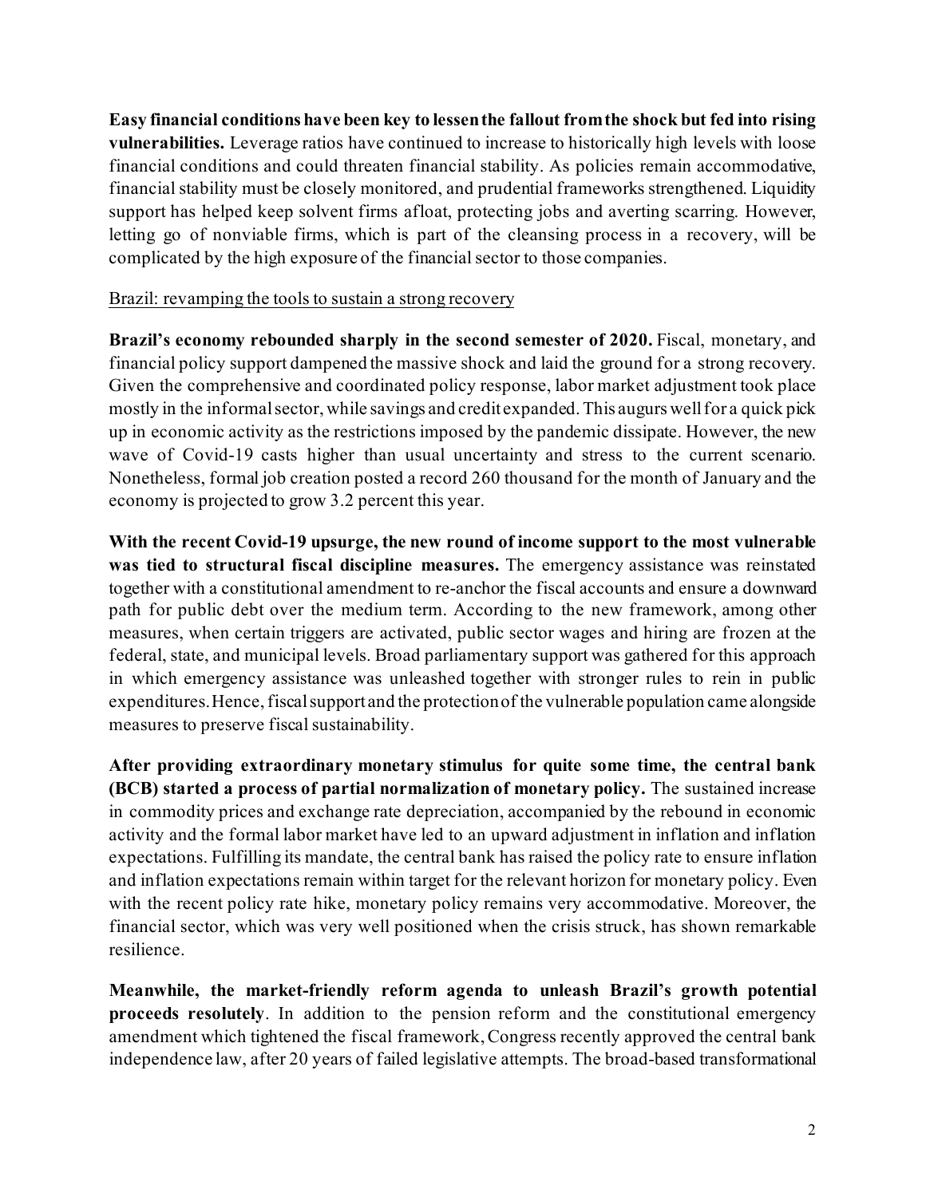**Easy financial conditions have been key to lessen the fallout from the shock but fed into rising vulnerabilities.** Leverage ratios have continued to increase to historically high levels with loose financial conditions and could threaten financial stability. As policies remain accommodative, financial stability must be closely monitored, and prudential frameworks strengthened. Liquidity support has helped keep solvent firms afloat, protecting jobs and averting scarring. However, letting go of nonviable firms, which is part of the cleansing process in a recovery, will be complicated by the high exposure of the financial sector to those companies.

<u>Brazil: revamping the tools to sustain a strong recovery</u>

**Brazil's economy rebounded sharply in the second semester of 2020.** Fiscal, monetary, and financial policy support dampened the massive shock and laid the ground for a strong recovery. Given the comprehensive and coordinated policy response, labor market adjustment took place mostly in the informal sector, while savings and credit expanded. This augurs well for a quick pick up in economic activity as the restrictions imposed by the pandemic dissipate. However, the new wave of Covid-19 casts higher than usual uncertainty and stress to the current scenario. Nonetheless, formal job creation posted a record 260 thousand for the month of January and the economy is projected to grow 3.2 percent this year.

**With the recent Covid-19 upsurge, the new round of income support to the most vulnerable was tied to structural fiscal discipline measures.** The emergency assistance was reinstated together with a constitutional amendment to re-anchor the fiscal accounts and ensure a downward path for public debt over the medium term. According to the new framework, among other measures, when certain triggers are activated, public sector wages and hiring are frozen at the federal, state, and municipal levels. Broad parliamentary support was gathered for this approach in which emergency assistance was unleashed together with stronger rules to rein in public expenditures. Hence, fiscal support and the protection of the vulnerable population came alongside measures to preserve fiscal sustainability.

**After providing extraordinary monetary stimulus for quite some time, the central bank (BCB) started a process of partial normalization of monetary policy.** The sustained increase in commodity prices and exchange rate depreciation, accompanied by the rebound in economic activity and the formal labor market have led to an upward adjustment in inflation and inflation expectations. Fulfilling its mandate, the central bank has raised the policy rate to ensure inflation and inflation expectations remain within target for the relevant horizon for monetary policy. Even with the recent policy rate hike, monetary policy remains very accommodative. Moreover, the financial sector, which was very well positioned when the crisis struck, has shown remarkable resilience.

**Meanwhile, the market-friendly reform agenda to unleash Brazil's growth potential proceeds resolutely**. In addition to the pension reform and the constitutional emergency amendment which tightened the fiscal framework, Congress recently approved the central bank independence law, after 20 years of failed legislative attempts. The broad-based transformational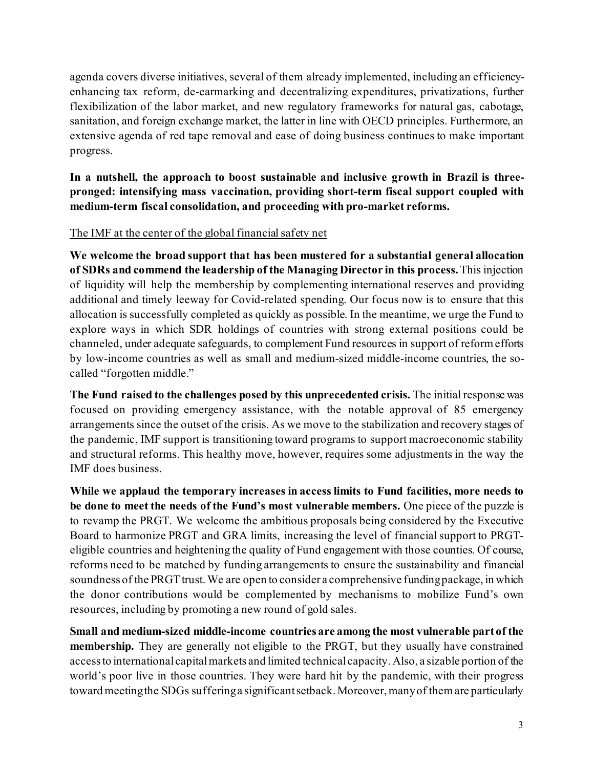agenda covers diverse initiatives, several of them already implemented, including an efficiency-enhancing tax reform, de-earmarking and decentralizing expenditures, privatizations, further flexibilization of the labor market, and new regulatory frameworks for natural gas, cabotage, sanitation, and foreign exchange market, the latter in line with OECD principles. Furthermore, an extensive agenda of red tape removal and ease of doing business continues to make important progress.

**In a nutshell, the approach to boost sustainable and inclusive growth in Brazil is three-pronged: intensifying mass vaccination, providing short-term fiscal support coupled with medium-term fiscal consolidation, and proceeding with pro-market reforms.**

<u>The IMF at the center of the global financial safety net</u>

**We welcome the broad support that has been mustered for a substantial general allocation of SDRs and commend the leadership of the Managing Director in this process.** This injection of liquidity will help the membership by complementing international reserves and providing additional and timely leeway for Covid-related spending. Our focus now is to ensure that this allocation is successfully completed as quickly as possible. In the meantime, we urge the Fund to explore ways in which SDR holdings of countries with strong external positions could be channeled, under adequate safeguards, to complement Fund resources in support of reform efforts by low-income countries as well as small and medium-sized middle-income countries, the so-called "forgotten middle."

**The Fund raised to the challenges posed by this unprecedented crisis.** The initial response was focused on providing emergency assistance, with the notable approval of 85 emergency arrangements since the outset of the crisis. As we move to the stabilization and recovery stages of the pandemic, IMF support is transitioning toward programs to support macroeconomic stability and structural reforms. This healthy move, however, requires some adjustments in the way the IMF does business.

**While we applaud the temporary increases in access limits to Fund facilities, more needs to be done to meet the needs of the Fund's most vulnerable members.** One piece of the puzzle is to revamp the PRGT. We welcome the ambitious proposals being considered by the Executive Board to harmonize PRGT and GRA limits, increasing the level of financial support to PRGT-eligible countries and heightening the quality of Fund engagement with those counties. Of course, reforms need to be matched by funding arrangements to ensure the sustainability and financial soundness of the PRGT trust. We are open to consider a comprehensive funding package, in which the donor contributions would be complemented by mechanisms to mobilize Fund's own resources, including by promoting a new round of gold sales.

**Small and medium-sized middle-income countries are among the most vulnerable part of the membership.** They are generally not eligible to the PRGT, but they usually have constrained access to international capital markets and limited technical capacity. Also, a sizable portion of the world's poor live in those countries. They were hard hit by the pandemic, with their progress toward meeting the SDGs suffering a significant setback. Moreover, many of them are particularly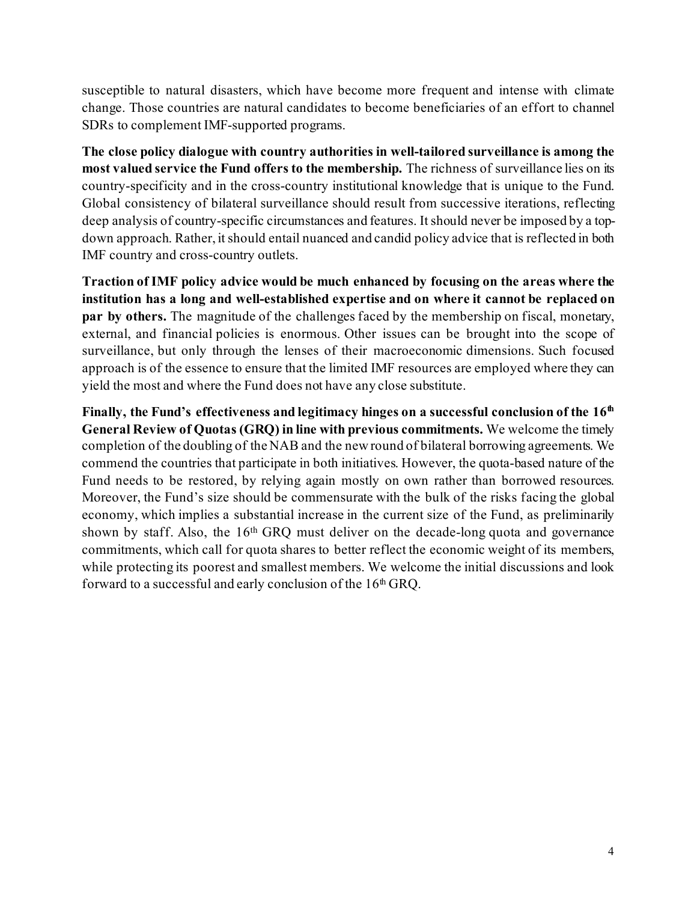susceptible to natural disasters, which have become more frequent and intense with climate change. Those countries are natural candidates to become beneficiaries of an effort to channel SDRs to complement IMF-supported programs.

**The close policy dialogue with country authorities in well-tailored surveillance is among the most valued service the Fund offers to the membership.** The richness of surveillance lies on its country-specificity and in the cross-country institutional knowledge that is unique to the Fund. Global consistency of bilateral surveillance should result from successive iterations, reflecting deep analysis of country-specific circumstances and features. It should never be imposed by a top-down approach. Rather, it should entail nuanced and candid policy advice that is reflected in both IMF country and cross-country outlets.

**Traction of IMF policy advice would be much enhanced by focusing on the areas where the institution has a long and well-established expertise and on where it cannot be replaced on par by others.** The magnitude of the challenges faced by the membership on fiscal, monetary, external, and financial policies is enormous. Other issues can be brought into the scope of surveillance, but only through the lenses of their macroeconomic dimensions. Such focused approach is of the essence to ensure that the limited IMF resources are employed where they can yield the most and where the Fund does not have any close substitute.

**Finally, the Fund's effectiveness and legitimacy hinges on a successful conclusion of the 16th General Review of Quotas (GRQ) in line with previous commitments.** We welcome the timely completion of the doubling of the NAB and the new round of bilateral borrowing agreements. We commend the countries that participate in both initiatives. However, the quota-based nature of the Fund needs to be restored, by relying again mostly on own rather than borrowed resources. Moreover, the Fund's size should be commensurate with the bulk of the risks facing the global economy, which implies a substantial increase in the current size of the Fund, as preliminarily shown by staff. Also, the 16th GRQ must deliver on the decade-long quota and governance commitments, which call for quota shares to better reflect the economic weight of its members, while protecting its poorest and smallest members. We welcome the initial discussions and look forward to a successful and early conclusion of the 16th GRQ.